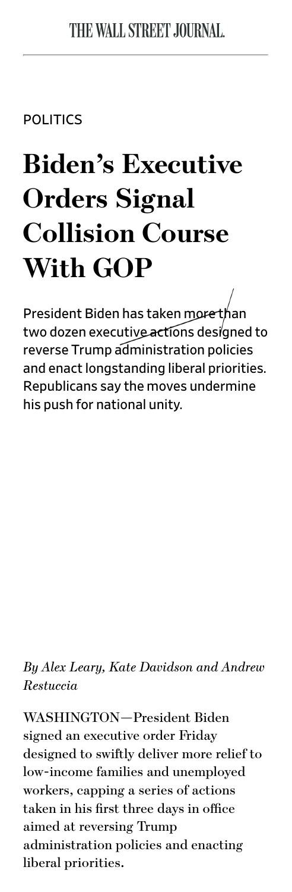THE WALL STREET JOURNAL.

POLITICS

# Biden's Executive Orders Signal Collision Course With GOP

President Biden has taken more than two dozen executive actions designed to reverse Trump administration policies and enact longstanding liberal priorities. Republicans say the moves undermine his push for national unity.

*By Alex Leary, Kate Davidson and Andrew Restuccia*

WASHINGTON—President Biden signed an executive order Friday designed to swiftly deliver more relief to low-income families and unemployed workers, capping a series of actions taken in his first three days in office aimed at reversing Trump administration policies and enacting liberal priorities.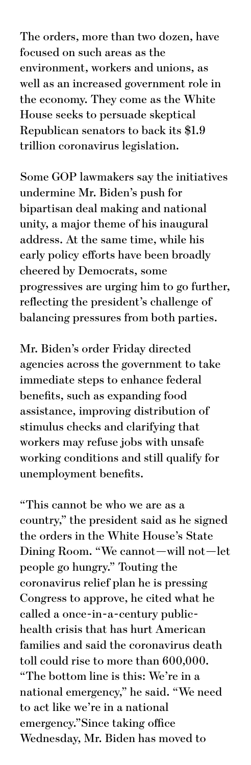The orders, more than two dozen, have focused on such areas as the environment, workers and unions, as well as an increased government role in the economy. They come as the White House seeks to persuade skeptical Republican senators to back its $1.9 trillion coronavirus legislation.

Some GOP lawmakers say the initiatives undermine Mr. Biden's push for bipartisan deal making and national unity, a major theme of his inaugural address. At the same time, while his early policy efforts have been broadly cheered by Democrats, some progressives are urging him to go further, reflecting the president's challenge of balancing pressures from both parties.

Mr. Biden's order Friday directed agencies across the government to take immediate steps to enhance federal benefits, such as expanding food assistance, improving distribution of stimulus checks and clarifying that workers may refuse jobs with unsafe working conditions and still qualify for unemployment benefits.

"This cannot be who we are as a country," the president said as he signed the orders in the White House's State Dining Room. "We cannot—will not—let people go hungry." Touting the coronavirus relief plan he is pressing Congress to approve, he cited what he called a once-in-a-century public-health crisis that has hurt American families and said the coronavirus death toll could rise to more than 600,000. "The bottom line is this: We're in a national emergency," he said. "We need to act like we're in a national emergency."Since taking office Wednesday, Mr. Biden has moved to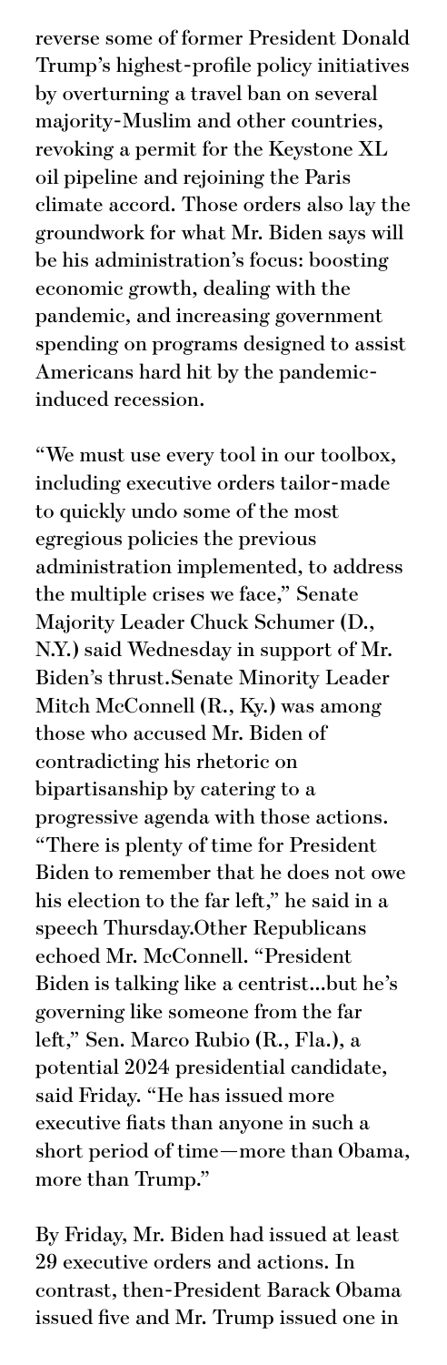reverse some of former President Donald Trump's highest-profile policy initiatives by overturning a travel ban on several majority-Muslim and other countries, revoking a permit for the Keystone XL oil pipeline and rejoining the Paris climate accord. Those orders also lay the groundwork for what Mr. Biden says will be his administration's focus: boosting economic growth, dealing with the pandemic, and increasing government spending on programs designed to assist Americans hard hit by the pandemic-induced recession.

"We must use every tool in our toolbox, including executive orders tailor-made to quickly undo some of the most egregious policies the previous administration implemented, to address the multiple crises we face," Senate Majority Leader Chuck Schumer (D., N.Y.) said Wednesday in support of Mr. Biden's thrust.Senate Minority Leader Mitch McConnell (R., Ky.) was among those who accused Mr. Biden of contradicting his rhetoric on bipartisanship by catering to a progressive agenda with those actions. "There is plenty of time for President Biden to remember that he does not owe his election to the far left," he said in a speech Thursday.Other Republicans echoed Mr. McConnell. "President Biden is talking like a centrist...but he's governing like someone from the far left," Sen. Marco Rubio (R., Fla.), a potential 2024 presidential candidate, said Friday. "He has issued more executive fiats than anyone in such a short period of time—more than Obama, more than Trump."

By Friday, Mr. Biden had issued at least 29 executive orders and actions. In contrast, then-President Barack Obama issued five and Mr. Trump issued one in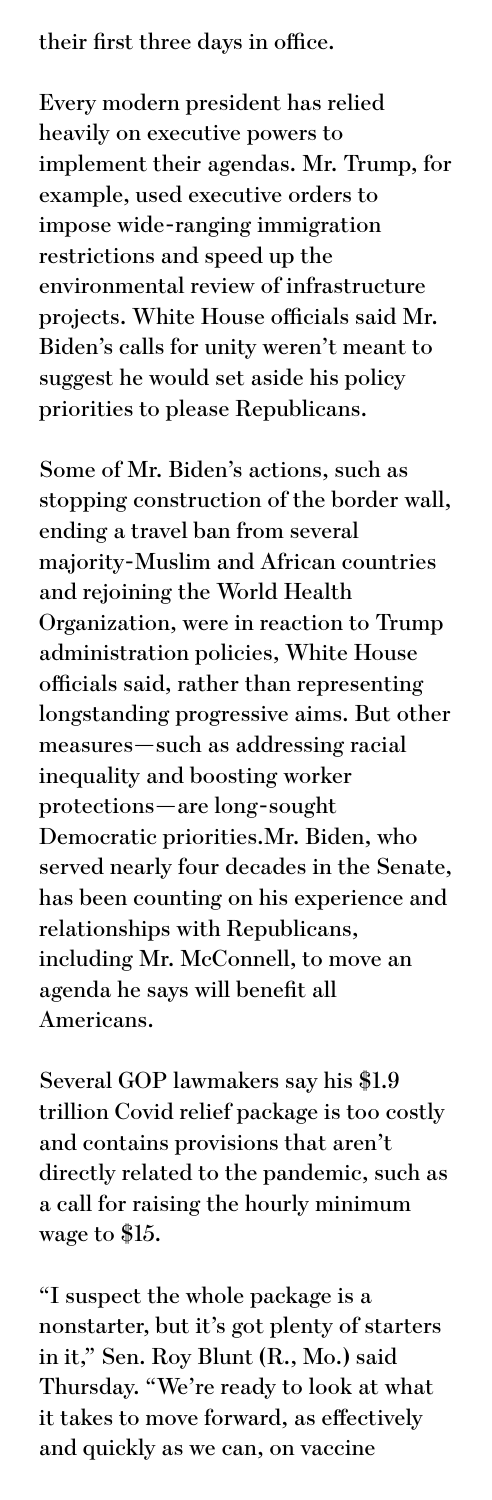their first three days in office.

Every modern president has relied heavily on executive powers to implement their agendas. Mr. Trump, for example, used executive orders to impose wide-ranging immigration restrictions and speed up the environmental review of infrastructure projects. White House officials said Mr. Biden's calls for unity weren't meant to suggest he would set aside his policy priorities to please Republicans.

Some of Mr. Biden's actions, such as stopping construction of the border wall, ending a travel ban from several majority-Muslim and African countries and rejoining the World Health Organization, were in reaction to Trump administration policies, White House officials said, rather than representing longstanding progressive aims. But other measures—such as addressing racial inequality and boosting worker protections—are long-sought Democratic priorities.Mr. Biden, who served nearly four decades in the Senate, has been counting on his experience and relationships with Republicans, including Mr. McConnell, to move an agenda he says will benefit all Americans.

Several GOP lawmakers say his $1.9 trillion Covid relief package is too costly and contains provisions that aren't directly related to the pandemic, such as a call for raising the hourly minimum wage to $15.

"I suspect the whole package is a nonstarter, but it's got plenty of starters in it," Sen. Roy Blunt (R., Mo.) said Thursday. "We're ready to look at what it takes to move forward, as effectively and quickly as we can, on vaccine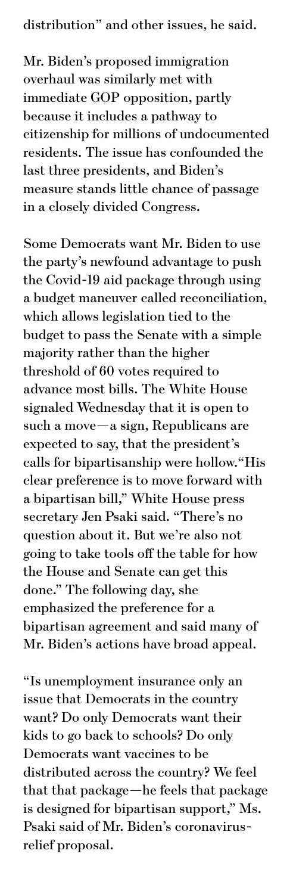distribution" and other issues, he said.

Mr. Biden's proposed immigration overhaul was similarly met with immediate GOP opposition, partly because it includes a pathway to citizenship for millions of undocumented residents. The issue has confounded the last three presidents, and Biden's measure stands little chance of passage in a closely divided Congress.

Some Democrats want Mr. Biden to use the party's newfound advantage to push the Covid-19 aid package through using a budget maneuver called reconciliation, which allows legislation tied to the budget to pass the Senate with a simple majority rather than the higher threshold of 60 votes required to advance most bills. The White House signaled Wednesday that it is open to such a move—a sign, Republicans are expected to say, that the president's calls for bipartisanship were hollow."His clear preference is to move forward with a bipartisan bill," White House press secretary Jen Psaki said. "There's no question about it. But we're also not going to take tools off the table for how the House and Senate can get this done." The following day, she emphasized the preference for a bipartisan agreement and said many of Mr. Biden's actions have broad appeal.

"Is unemployment insurance only an issue that Democrats in the country want? Do only Democrats want their kids to go back to schools? Do only Democrats want vaccines to be distributed across the country? We feel that that package—he feels that package is designed for bipartisan support," Ms. Psaki said of Mr. Biden's coronavirus-relief proposal.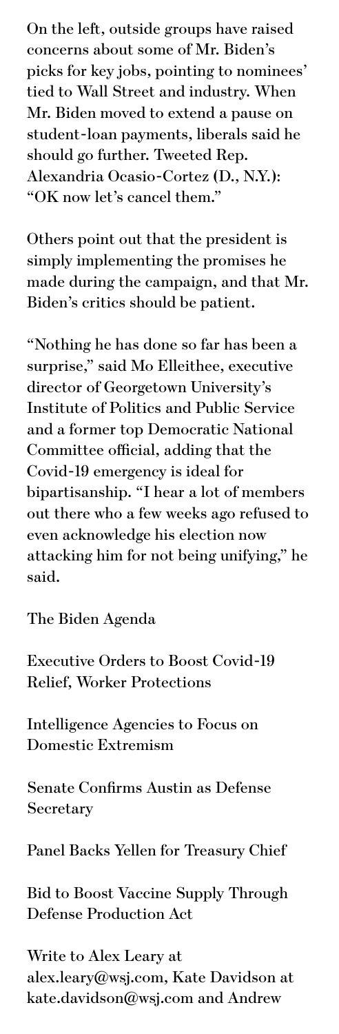On the left, outside groups have raised concerns about some of Mr. Biden's picks for key jobs, pointing to nominees' tied to Wall Street and industry. When Mr. Biden moved to extend a pause on student-loan payments, liberals said he should go further. Tweeted Rep. Alexandria Ocasio-Cortez (D., N.Y.): "OK now let's cancel them."

Others point out that the president is simply implementing the promises he made during the campaign, and that Mr. Biden's critics should be patient.

"Nothing he has done so far has been a surprise," said Mo Elleithee, executive director of Georgetown University's Institute of Politics and Public Service and a former top Democratic National Committee official, adding that the Covid-19 emergency is ideal for bipartisanship. "I hear a lot of members out there who a few weeks ago refused to even acknowledge his election now attacking him for not being unifying," he said.

The Biden Agenda

Executive Orders to Boost Covid-19 Relief, Worker Protections

Intelligence Agencies to Focus on Domestic Extremism

Senate Confirms Austin as Defense Secretary

Panel Backs Yellen for Treasury Chief

Bid to Boost Vaccine Supply Through Defense Production Act

Write to Alex Leary at alex.leary@wsj.com, Kate Davidson at kate.davidson@wsj.com and Andrew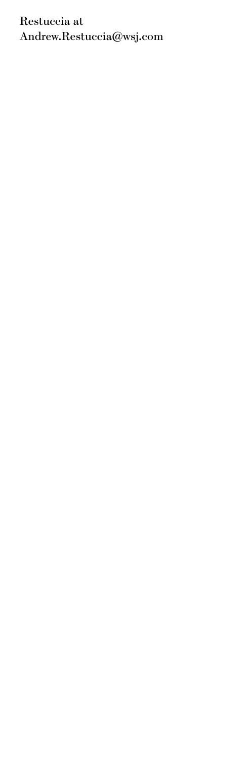Restuccia at Andrew.Restuccia@wsj.com